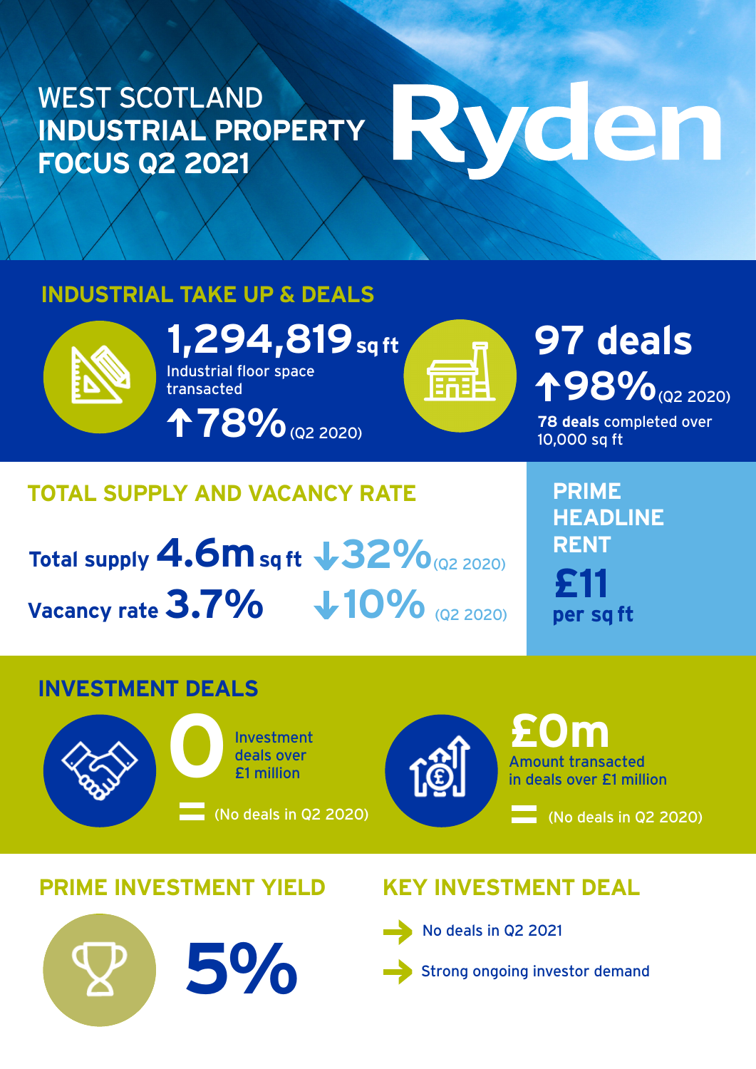# WEST SCOTLAND INDUSTRIAL PROPERTY FOCUS Q2 2021

Ryden

## INDUSTRIAL TAKE UP & DEALS

**1,294,819** sq ft

Industrial floor space transacted

↑78% (Q2 2020)

**97 deals**

↑98% (Q2 2020)

**78 deals** completed over 10,000 sq ft

## TOTAL SUPPLY AND VACANCY RATE

**Total supply 4.6m** sq ft ↓32% (Q2 2020)

**Vacancy rate 3.7%** ↓10% (Q2 2020)

## PRIME HEADLINE RENT

**£11**

**per sq ft**

## INVESTMENT DEALS

**0** Investment deals over £1 million

= (No deals in Q2 2020)

**£0m** Amount transacted in deals over £1 million

= (No deals in Q2 2020)

## PRIME INVESTMENT YIELD

**5%**

## KEY INVESTMENT DEAL

- No deals in Q2 2021
- Strong ongoing investor demand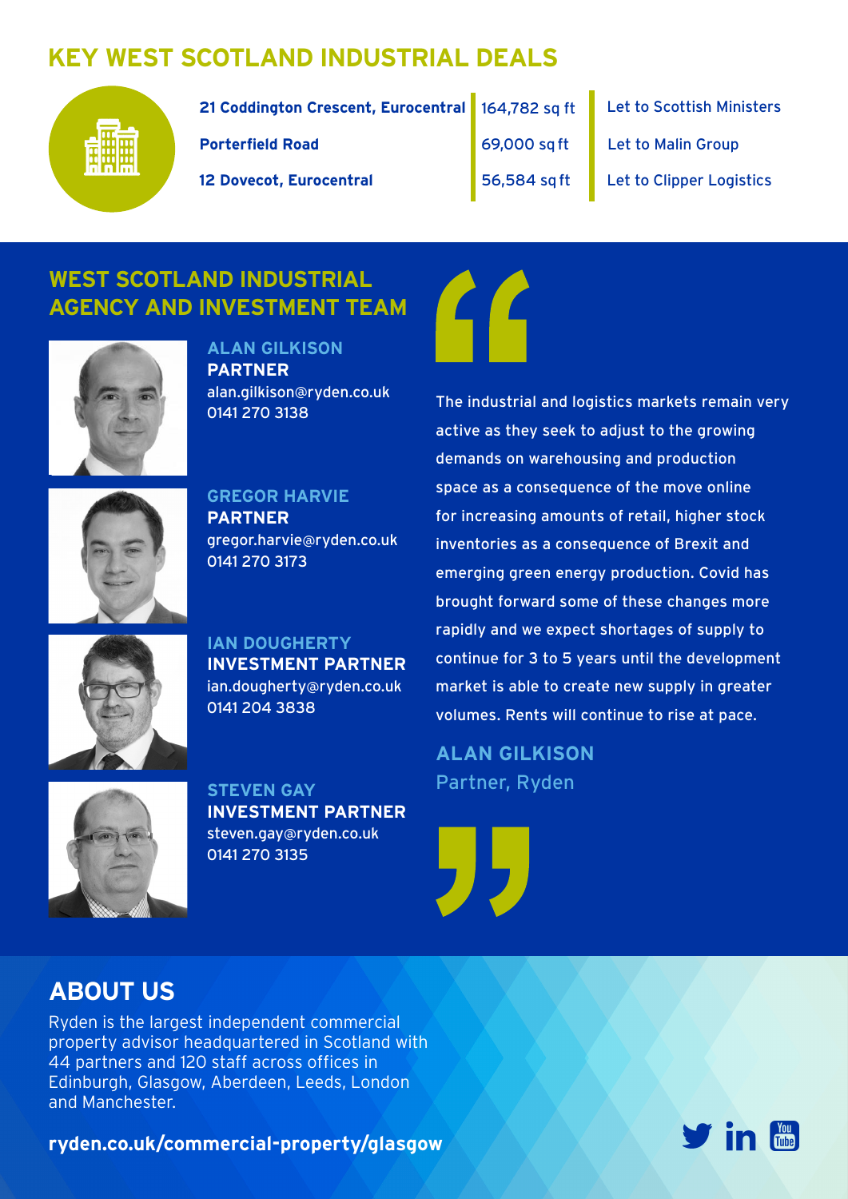## KEY WEST SCOTLAND INDUSTRIAL DEALS

| | | |
|---|---|---|
| **21 Coddington Crescent, Eurocentral** | 164,782 sq ft | Let to Scottish Ministers |
| **Porterfield Road** | 69,000 sq ft | Let to Malin Group |
| **12 Dovecot, Eurocentral** | 56,584 sq ft | Let to Clipper Logistics |

## WEST SCOTLAND INDUSTRIAL AGENCY AND INVESTMENT TEAM

**ALAN GILKISON**
**PARTNER**
alan.gilkison@ryden.co.uk
0141 270 3138

**GREGOR HARVIE**
**PARTNER**
gregor.harvie@ryden.co.uk
0141 270 3173

**IAN DOUGHERTY**
**INVESTMENT PARTNER**
ian.dougherty@ryden.co.uk
0141 204 3838

**STEVEN GAY**
**INVESTMENT PARTNER**
steven.gay@ryden.co.uk
0141 270 3135

> "The industrial and logistics markets remain very active as they seek to adjust to the growing demands on warehousing and production space as a consequence of the move online for increasing amounts of retail, higher stock inventories as a consequence of Brexit and emerging green energy production. Covid has brought forward some of these changes more rapidly and we expect shortages of supply to continue for 3 to 5 years until the development market is able to create new supply in greater volumes. Rents will continue to rise at pace."
>
> **ALAN GILKISON**
> Partner, Ryden

## ABOUT US

Ryden is the largest independent commercial property advisor headquartered in Scotland with 44 partners and 120 staff across offices in Edinburgh, Glasgow, Aberdeen, Leeds, London and Manchester.

**ryden.co.uk/commercial-property/glasgow**